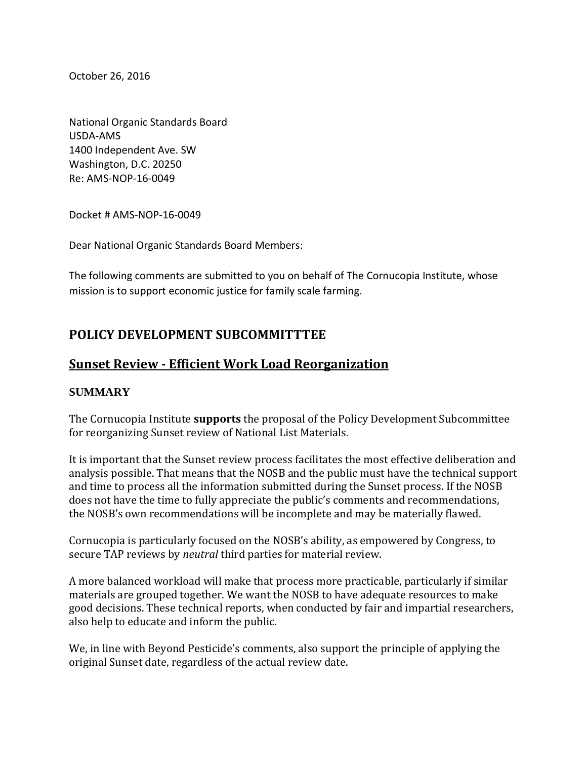October 26, 2016

National Organic Standards Board
USDA-AMS
1400 Independent Ave. SW
Washington, D.C. 20250
Re: AMS-NOP-16-0049

Docket # AMS-NOP-16-0049

Dear National Organic Standards Board Members:

The following comments are submitted to you on behalf of The Cornucopia Institute, whose mission is to support economic justice for family scale farming.

## POLICY DEVELOPMENT SUBCOMMITTTEE

## Sunset Review - Efficient Work Load Reorganization

### SUMMARY

The Cornucopia Institute **supports** the proposal of the Policy Development Subcommittee for reorganizing Sunset review of National List Materials.

It is important that the Sunset review process facilitates the most effective deliberation and analysis possible. That means that the NOSB and the public must have the technical support and time to process all the information submitted during the Sunset process. If the NOSB does not have the time to fully appreciate the public's comments and recommendations, the NOSB's own recommendations will be incomplete and may be materially flawed.

Cornucopia is particularly focused on the NOSB's ability, as empowered by Congress, to secure TAP reviews by *neutral* third parties for material review.

A more balanced workload will make that process more practicable, particularly if similar materials are grouped together. We want the NOSB to have adequate resources to make good decisions. These technical reports, when conducted by fair and impartial researchers, also help to educate and inform the public.

We, in line with Beyond Pesticide's comments, also support the principle of applying the original Sunset date, regardless of the actual review date.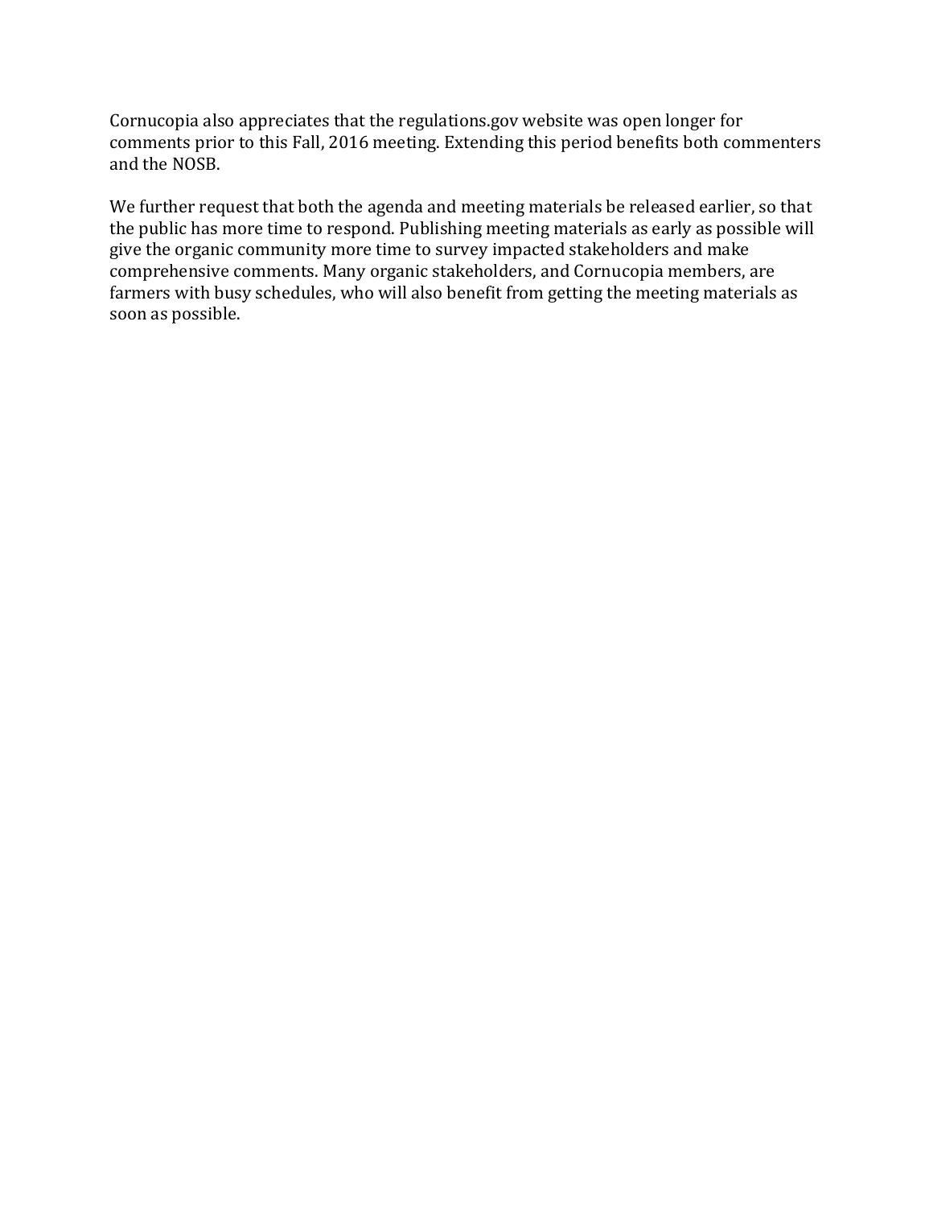Cornucopia also appreciates that the regulations.gov website was open longer for comments prior to this Fall, 2016 meeting. Extending this period benefits both commenters and the NOSB.

We further request that both the agenda and meeting materials be released earlier, so that the public has more time to respond. Publishing meeting materials as early as possible will give the organic community more time to survey impacted stakeholders and make comprehensive comments. Many organic stakeholders, and Cornucopia members, are farmers with busy schedules, who will also benefit from getting the meeting materials as soon as possible.